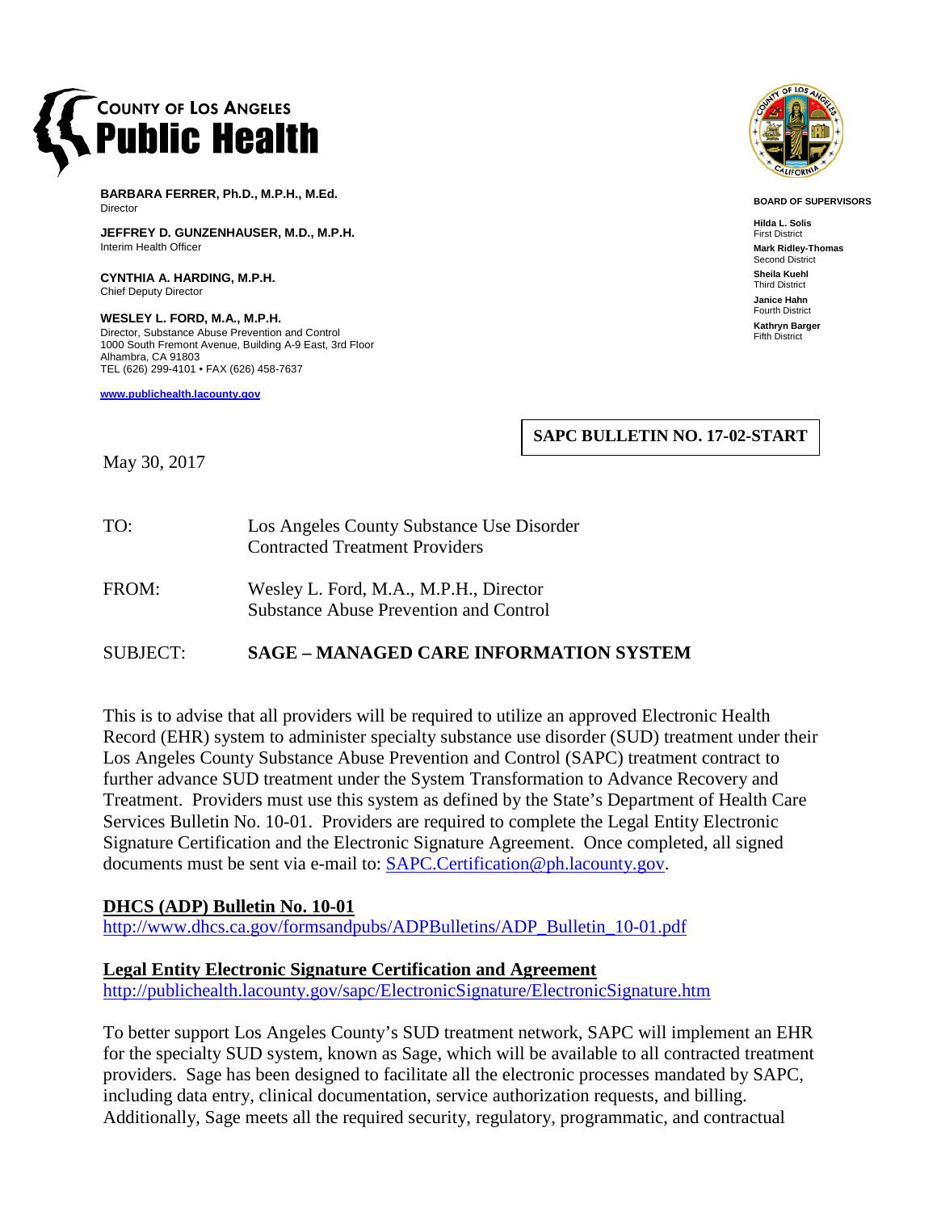**COUNTY OF LOS ANGELES**
**Public Health**

**BARBARA FERRER, Ph.D., M.P.H., M.Ed.**
Director

**JEFFREY D. GUNZENHAUSER, M.D., M.P.H.**
Interim Health Officer

**CYNTHIA A. HARDING, M.P.H.**
Chief Deputy Director

**WESLEY L. FORD, M.A., M.P.H.**
Director, Substance Abuse Prevention and Control
1000 South Fremont Avenue, Building A-9 East, 3rd Floor
Alhambra, CA 91803
TEL (626) 299-4101 • FAX (626) 458-7637

**www.publichealth.lacounty.gov**

**BOARD OF SUPERVISORS**

**Hilda L. Solis**
First District
**Mark Ridley-Thomas**
Second District
**Sheila Kuehl**
Third District
**Janice Hahn**
Fourth District
**Kathryn Barger**
Fifth District

**SAPC BULLETIN NO. 17-02-START**

May 30, 2017

TO: Los Angeles County Substance Use Disorder Contracted Treatment Providers

FROM: Wesley L. Ford, M.A., M.P.H., Director
Substance Abuse Prevention and Control

SUBJECT: **SAGE – MANAGED CARE INFORMATION SYSTEM**

This is to advise that all providers will be required to utilize an approved Electronic Health Record (EHR) system to administer specialty substance use disorder (SUD) treatment under their Los Angeles County Substance Abuse Prevention and Control (SAPC) treatment contract to further advance SUD treatment under the System Transformation to Advance Recovery and Treatment. Providers must use this system as defined by the State's Department of Health Care Services Bulletin No. 10-01. Providers are required to complete the Legal Entity Electronic Signature Certification and the Electronic Signature Agreement. Once completed, all signed documents must be sent via e-mail to: SAPC.Certification@ph.lacounty.gov.

**DHCS (ADP) Bulletin No. 10-01**
http://www.dhcs.ca.gov/formsandpubs/ADPBulletins/ADP_Bulletin_10-01.pdf

**Legal Entity Electronic Signature Certification and Agreement**
http://publichealth.lacounty.gov/sapc/ElectronicSignature/ElectronicSignature.htm

To better support Los Angeles County's SUD treatment network, SAPC will implement an EHR for the specialty SUD system, known as Sage, which will be available to all contracted treatment providers. Sage has been designed to facilitate all the electronic processes mandated by SAPC, including data entry, clinical documentation, service authorization requests, and billing. Additionally, Sage meets all the required security, regulatory, programmatic, and contractual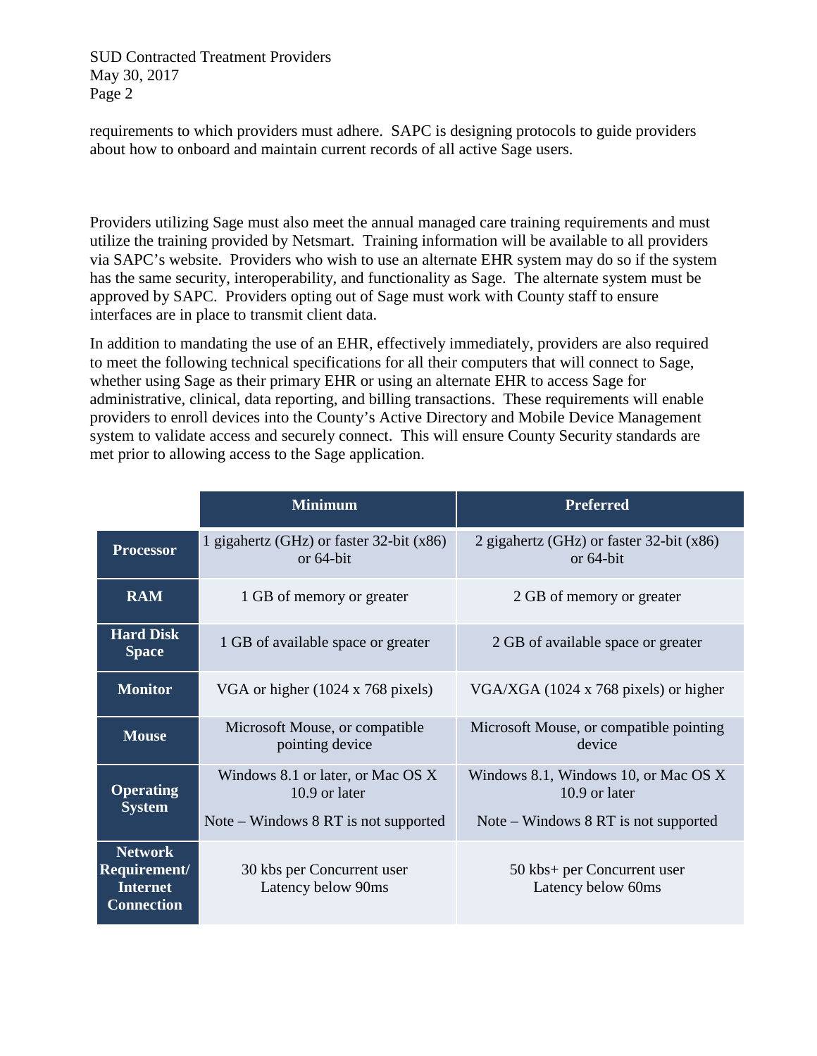requirements to which providers must adhere. SAPC is designing protocols to guide providers about how to onboard and maintain current records of all active Sage users.

Providers utilizing Sage must also meet the annual managed care training requirements and must utilize the training provided by Netsmart. Training information will be available to all providers via SAPC's website. Providers who wish to use an alternate EHR system may do so if the system has the same security, interoperability, and functionality as Sage. The alternate system must be approved by SAPC. Providers opting out of Sage must work with County staff to ensure interfaces are in place to transmit client data.

In addition to mandating the use of an EHR, effectively immediately, providers are also required to meet the following technical specifications for all their computers that will connect to Sage, whether using Sage as their primary EHR or using an alternate EHR to access Sage for administrative, clinical, data reporting, and billing transactions. These requirements will enable providers to enroll devices into the County's Active Directory and Mobile Device Management system to validate access and securely connect. This will ensure County Security standards are met prior to allowing access to the Sage application.

| | Minimum | Preferred |
|---|---|---|
| **Processor** | 1 gigahertz (GHz) or faster 32-bit (x86) or 64-bit | 2 gigahertz (GHz) or faster 32-bit (x86) or 64-bit |
| **RAM** | 1 GB of memory or greater | 2 GB of memory or greater |
| **Hard Disk Space** | 1 GB of available space or greater | 2 GB of available space or greater |
| **Monitor** | VGA or higher (1024 x 768 pixels) | VGA/XGA (1024 x 768 pixels) or higher |
| **Mouse** | Microsoft Mouse, or compatible pointing device | Microsoft Mouse, or compatible pointing device |
| **Operating System** | Windows 8.1 or later, or Mac OS X 10.9 or later<br><br>Note – Windows 8 RT is not supported | Windows 8.1, Windows 10, or Mac OS X 10.9 or later<br><br>Note – Windows 8 RT is not supported |
| **Network Requirement/ Internet Connection** | 30 kbs per Concurrent user<br>Latency below 90ms | 50 kbs+ per Concurrent user<br>Latency below 60ms |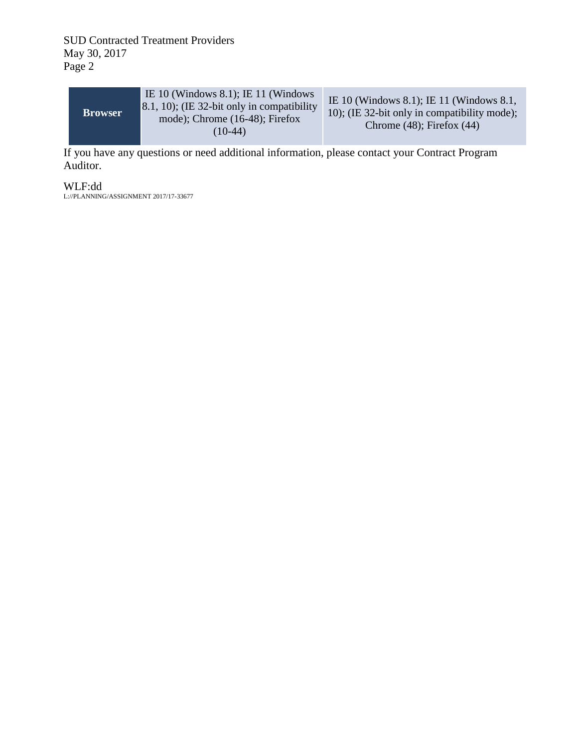| | | |
|---|---|---|
| **Browser** | IE 10 (Windows 8.1); IE 11 (Windows 8.1, 10); (IE 32-bit only in compatibility mode); Chrome (16-48); Firefox (10-44) | IE 10 (Windows 8.1); IE 11 (Windows 8.1, 10); (IE 32-bit only in compatibility mode); Chrome (48); Firefox (44) |

If you have any questions or need additional information, please contact your Contract Program Auditor.

WLF:dd

L://PLANNING/ASSIGNMENT 2017/17-33677